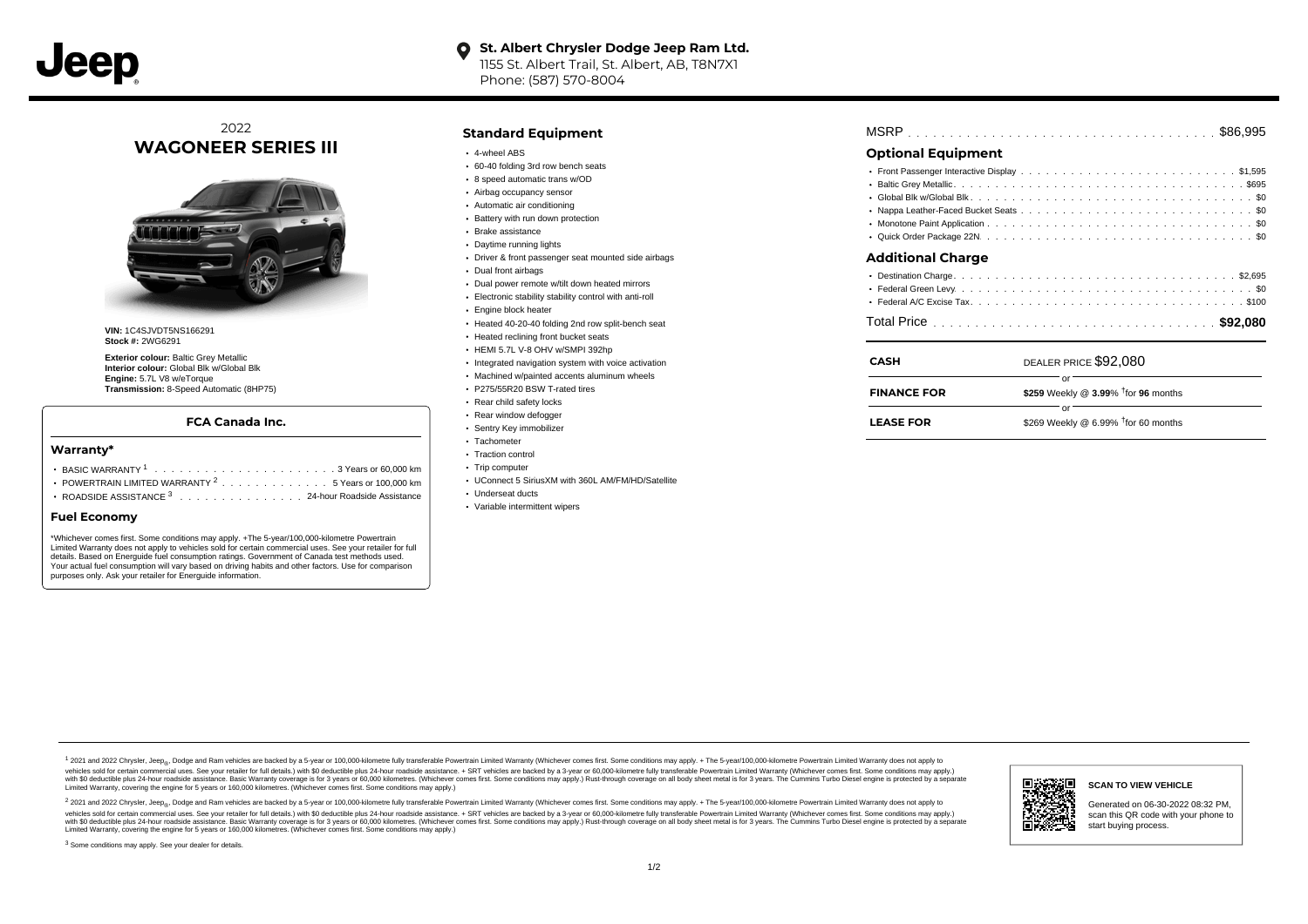**St. Albert Chrysler Dodge Jeep Ram Ltd.**
1155 St. Albert Trail, St. Albert, AB, T8N7X1
Phone: (587) 570-8004

2022
# WAGONEER SERIES III

**VIN:** 1C4SJVDT5NS166291
**Stock #:** 2WG6291

**Exterior colour:** Baltic Grey Metallic
**Interior colour:** Global Blk w/Global Blk
**Engine:** 5.7L V8 w/eTorque
**Transmission:** 8-Speed Automatic (8HP75)

### FCA Canada Inc.

### Warranty*

- BASIC WARRANTY [1] . . . . . . . . . . . . . . . . . . . . . 3 Years or 60,000 km
- POWERTRAIN LIMITED WARRANTY [2] . . . . . . . . . . . . . 5 Years or 100,000 km
- ROADSIDE ASSISTANCE [3] . . . . . . . . . . . . . . . 24-hour Roadside Assistance

### Fuel Economy

*Whichever comes first. Some conditions may apply. +The 5-year/100,000-kilometre Powertrain Limited Warranty does not apply to vehicles sold for certain commercial uses. See your retailer for full details. Based on Energuide fuel consumption ratings. Government of Canada test methods used. Your actual fuel consumption will vary based on driving habits and other factors. Use for comparison purposes only. Ask your retailer for Energuide information.

## Standard Equipment

- 4-wheel ABS
- 60-40 folding 3rd row bench seats
- 8 speed automatic trans w/OD
- Airbag occupancy sensor
- Automatic air conditioning
- Battery with run down protection
- Brake assistance
- Daytime running lights
- Driver & front passenger seat mounted side airbags
- Dual front airbags
- Dual power remote w/tilt down heated mirrors
- Electronic stability stability control with anti-roll
- Engine block heater
- Heated 40-20-40 folding 2nd row split-bench seat
- Heated reclining front bucket seats
- HEMI 5.7L V-8 OHV w/SMPI 392hp
- Integrated navigation system with voice activation
- Machined w/painted accents aluminum wheels
- P275/55R20 BSW T-rated tires
- Rear child safety locks
- Rear window defogger
- Sentry Key immobilizer
- Tachometer
- Traction control
- Trip computer
- UConnect 5 SiriusXM with 360L AM/FM/HD/Satellite
- Underseat ducts
- Variable intermittent wipers

MSRP . . . . . . . . . . . . . . . . . . . . . . . . . . . . . . . . . . . . $86,995

## Optional Equipment

- Front Passenger Interactive Display . . . . . . . . . . . . . . . . . . . . . . . . . $1,595
- Baltic Grey Metallic . . . . . . . . . . . . . . . . . . . . . . . . . . . . . . . . . $695
- Global Blk w/Global Blk . . . . . . . . . . . . . . . . . . . . . . . . . . . . . . . $0
- Nappa Leather-Faced Bucket Seats . . . . . . . . . . . . . . . . . . . . . . . . . . $0
- Monotone Paint Application . . . . . . . . . . . . . . . . . . . . . . . . . . . . . $0
- Quick Order Package 22N . . . . . . . . . . . . . . . . . . . . . . . . . . . . . . $0

## Additional Charge

- Destination Charge . . . . . . . . . . . . . . . . . . . . . . . . . . . . . . . . $2,695
- Federal Green Levy . . . . . . . . . . . . . . . . . . . . . . . . . . . . . . . . . $0
- Federal A/C Excise Tax . . . . . . . . . . . . . . . . . . . . . . . . . . . . . . . $100

Total Price . . . . . . . . . . . . . . . . . . . . . . . . . . . . . . . . **$92,080**

| | |
|---|---|
| **CASH** | DEALER PRICE $92,080 |
| | or |
| **FINANCE FOR** | **$259** Weekly @ **3.99**% †for **96** months |
| | or |
| **LEASE FOR** | $269 Weekly @ 6.99% †for 60 months |

[1] 2021 and 2022 Chrysler, Jeep®, Dodge and Ram vehicles are backed by a 5-year or 100,000-kilometre fully transferable Powertrain Limited Warranty (Whichever comes first. Some conditions may apply. + The 5-year/100,000-kilometre Powertrain Limited Warranty does not apply to vehicles sold for certain commercial uses. See your retailer for full details.) with $0 deductible plus 24-hour roadside assistance. + SRT vehicles are backed by a 3-year or 60,000-kilometre fully transferable Powertrain Limited Warranty (Whichever comes first. Some conditions may apply.) with $0 deductible plus 24-hour roadside assistance. Basic Warranty coverage is for 3 years or 60,000 kilometres. (Whichever comes first. Some conditions may apply.) Rust-through coverage on all body sheet metal is for 3 years. The Cummins Turbo Diesel engine is protected by a separate Limited Warranty, covering the engine for 5 years or 160,000 kilometres. (Whichever comes first. Some conditions may apply.)

[2] 2021 and 2022 Chrysler, Jeep®, Dodge and Ram vehicles are backed by a 5-year or 100,000-kilometre fully transferable Powertrain Limited Warranty (Whichever comes first. Some conditions may apply. + The 5-year/100,000-kilometre Powertrain Limited Warranty does not apply to vehicles sold for certain commercial uses. See your retailer for full details.) with $0 deductible plus 24-hour roadside assistance. + SRT vehicles are backed by a 3-year or 60,000-kilometre fully transferable Powertrain Limited Warranty (Whichever comes first. Some conditions may apply.) with $0 deductible plus 24-hour roadside assistance. Basic Warranty coverage is for 3 years or 60,000 kilometres. (Whichever comes first. Some conditions may apply.) Rust-through coverage on all body sheet metal is for 3 years. The Cummins Turbo Diesel engine is protected by a separate Limited Warranty, covering the engine for 5 years or 160,000 kilometres. (Whichever comes first. Some conditions may apply.)

[3] Some conditions may apply. See your dealer for details.

**SCAN TO VIEW VEHICLE**

Generated on 06-30-2022 08:32 PM, scan this QR code with your phone to start buying process.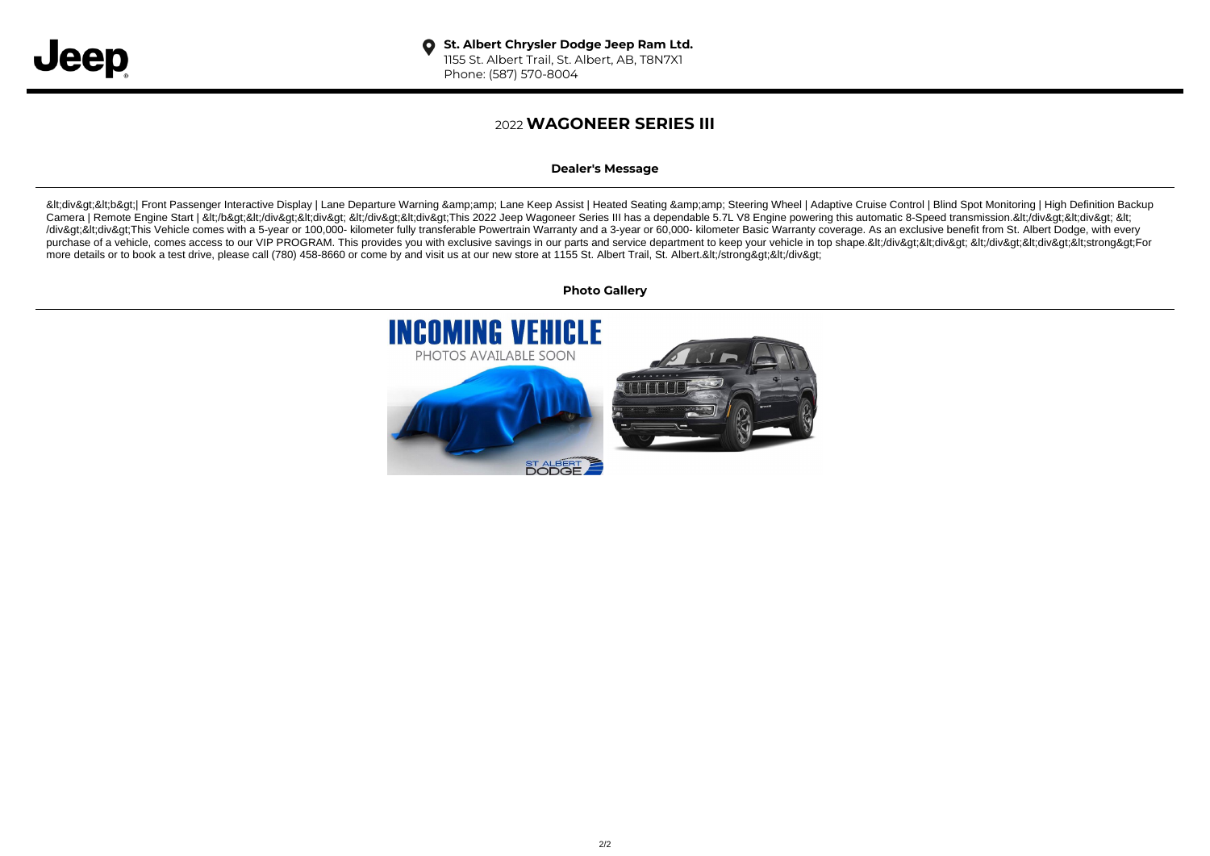**St. Albert Chrysler Dodge Jeep Ram Ltd.**
1155 St. Albert Trail, St. Albert, AB, T8N7X1
Phone: (587) 570-8004

# 2022 **WAGONEER SERIES III**

## Dealer's Message

&lt;div&gt;&lt;b&gt;| Front Passenger Interactive Display | Lane Departure Warning &amp;amp; Lane Keep Assist | Heated Seating &amp;amp; Steering Wheel | Adaptive Cruise Control | Blind Spot Monitoring | High Definition Backup Camera | Remote Engine Start | &lt;/b&gt;&lt;/div&gt;&lt;div&gt; &lt;/div&gt;&lt;div&gt;This 2022 Jeep Wagoneer Series III has a dependable 5.7L V8 Engine powering this automatic 8-Speed transmission.&lt;/div&gt;&lt;div&gt; &lt; /div&gt;&lt;div&gt;This Vehicle comes with a 5-year or 100,000- kilometer fully transferable Powertrain Warranty and a 3-year or 60,000- kilometer Basic Warranty coverage. As an exclusive benefit from St. Albert Dodge, with every purchase of a vehicle, comes access to our VIP PROGRAM. This provides you with exclusive savings in our parts and service department to keep your vehicle in top shape.&lt;/div&gt;&lt;div&gt; &lt;/div&gt;&lt;div&gt;&lt;strong&gt;For more details or to book a test drive, please call (780) 458-8660 or come by and visit us at our new store at 1155 St. Albert Trail, St. Albert.&lt;/strong&gt;&lt;/div&gt;

## Photo Gallery

INCOMING VEHICLE
PHOTOS AVAILABLE SOON
ST ALBERT DODGE